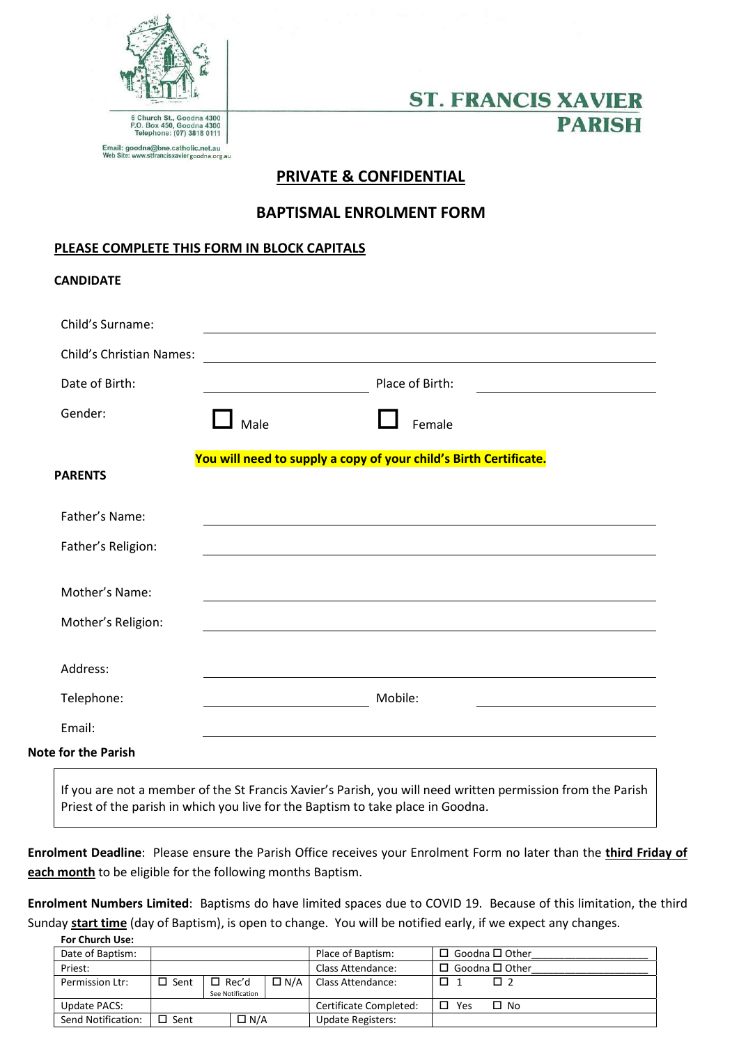6 Church St., Goodna 4300
P.O. Box 450, Goodna 4300
Telephone: (07) 3818 0111

Email: goodna@bne.catholic.net.au
Web Site: www.stfrancisxaviergoodna.org.au

# ST. FRANCIS XAVIER PARISH

## PRIVATE & CONFIDENTIAL

## BAPTISMAL ENROLMENT FORM

**PLEASE COMPLETE THIS FORM IN BLOCK CAPITALS**

### CANDIDATE

Child's Surname: ______________________________

Child's Christian Names: ______________________________

Date of Birth: ______________ Place of Birth: ______________

Gender: ☐ Male ☐ Female

**You will need to supply a copy of your child's Birth Certificate.**

### PARENTS

Father's Name: ______________________________

Father's Religion: ______________________________

Mother's Name: ______________________________

Mother's Religion: ______________________________

Address: ______________________________

Telephone: ______________ Mobile: ______________

Email: ______________________________

**Note for the Parish**

> If you are not a member of the St Francis Xavier's Parish, you will need written permission from the Parish Priest of the parish in which you live for the Baptism to take place in Goodna.

**Enrolment Deadline**: Please ensure the Parish Office receives your Enrolment Form no later than the **third Friday of each month** to be eligible for the following months Baptism.

**Enrolment Numbers Limited**: Baptisms do have limited spaces due to COVID 19. Because of this limitation, the third Sunday **start time** (day of Baptism), is open to change. You will be notified early, if we expect any changes.

**For Church Use:**

| Date of Baptism: | | | | Place of Baptism: | ☐ Goodna ☐ Other______ |
|---|---|---|---|---|---|
| Priest: | | | | Class Attendance: | ☐ Goodna ☐ Other______ |
| Permission Ltr: | ☐ Sent | ☐ Rec'd See Notification | ☐ N/A | Class Attendance: | ☐ 1 ☐ 2 |
| Update PACS: | | | | Certificate Completed: | ☐ Yes ☐ No |
| Send Notification: | ☐ Sent | ☐ N/A | | Update Registers: | |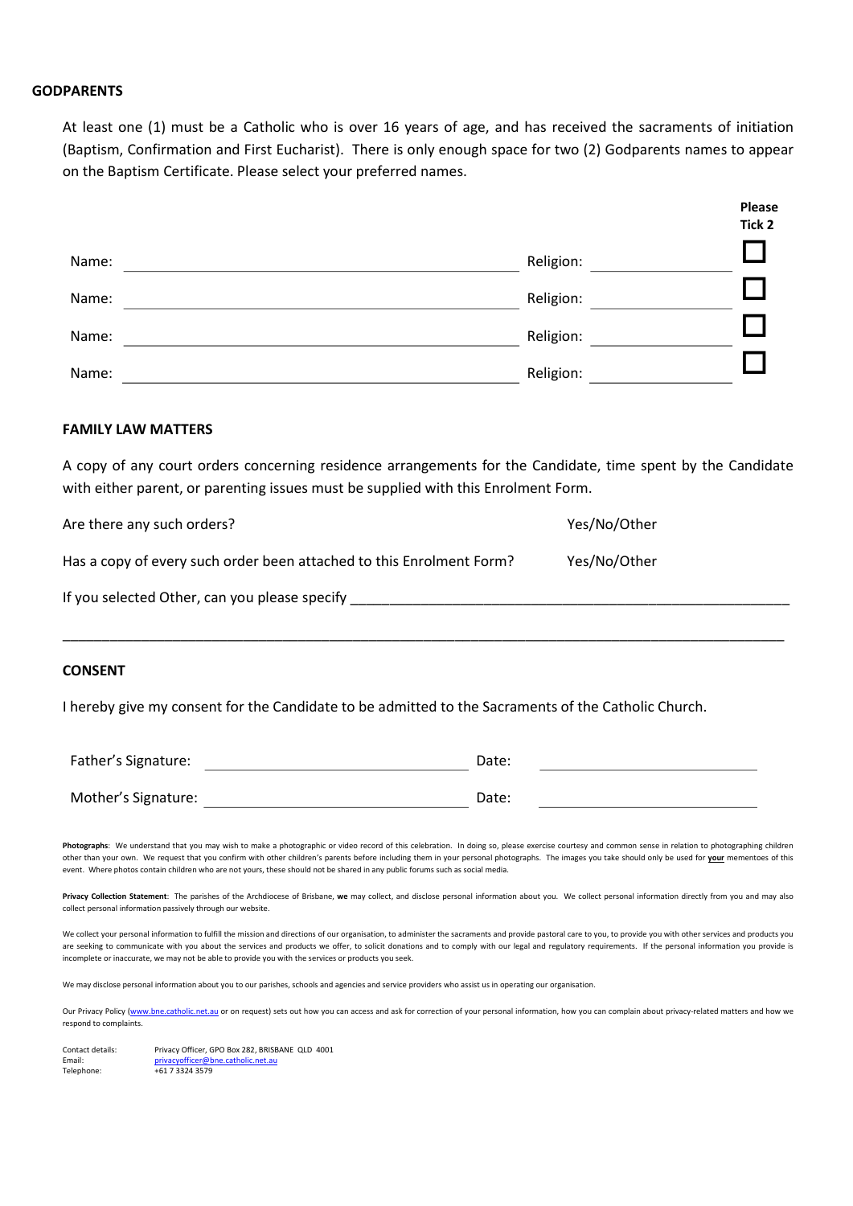**GODPARENTS**

At least one (1) must be a Catholic who is over 16 years of age, and has received the sacraments of initiation (Baptism, Confirmation and First Eucharist). There is only enough space for two (2) Godparents names to appear on the Baptism Certificate. Please select your preferred names.

| | | Please Tick 2 |
|---|---|---|
| Name: ______________________________ | Religion: ______________ | ☐ |
| Name: ______________________________ | Religion: ______________ | ☐ |
| Name: ______________________________ | Religion: ______________ | ☐ |
| Name: ______________________________ | Religion: ______________ | ☐ |

**FAMILY LAW MATTERS**

A copy of any court orders concerning residence arrangements for the Candidate, time spent by the Candidate with either parent, or parenting issues must be supplied with this Enrolment Form.

Are there any such orders? Yes/No/Other

Has a copy of every such order been attached to this Enrolment Form? Yes/No/Other

If you selected Other, can you please specify ________________________________________________

________________________________________________________________________________

**CONSENT**

I hereby give my consent for the Candidate to be admitted to the Sacraments of the Catholic Church.

Father's Signature: ______________________________ Date: ______________________

Mother's Signature: ______________________________ Date: ______________________

**Photographs**: We understand that you may wish to make a photographic or video record of this celebration. In doing so, please exercise courtesy and common sense in relation to photographing children other than your own. We request that you confirm with other children's parents before including them in your personal photographs. The images you take should only be used for **your** mementoes of this event. Where photos contain children who are not yours, these should not be shared in any public forums such as social media.

**Privacy Collection Statement**: The parishes of the Archdiocese of Brisbane, **we** may collect, and disclose personal information about you. We collect personal information directly from you and may also collect personal information passively through our website.

We collect your personal information to fulfill the mission and directions of our organisation, to administer the sacraments and provide pastoral care to you, to provide you with other services and products you are seeking to communicate with you about the services and products we offer, to solicit donations and to comply with our legal and regulatory requirements. If the personal information you provide is incomplete or inaccurate, we may not be able to provide you with the services or products you seek.

We may disclose personal information about you to our parishes, schools and agencies and service providers who assist us in operating our organisation.

Our Privacy Policy (www.bne.catholic.net.au or on request) sets out how you can access and ask for correction of your personal information, how you can complain about privacy-related matters and how we respond to complaints.

| | |
|---|---|
| Contact details: | Privacy Officer, GPO Box 282, BRISBANE QLD 4001 |
| Email: | privacyofficer@bne.catholic.net.au |
| Telephone: | +61 7 3324 3579 |